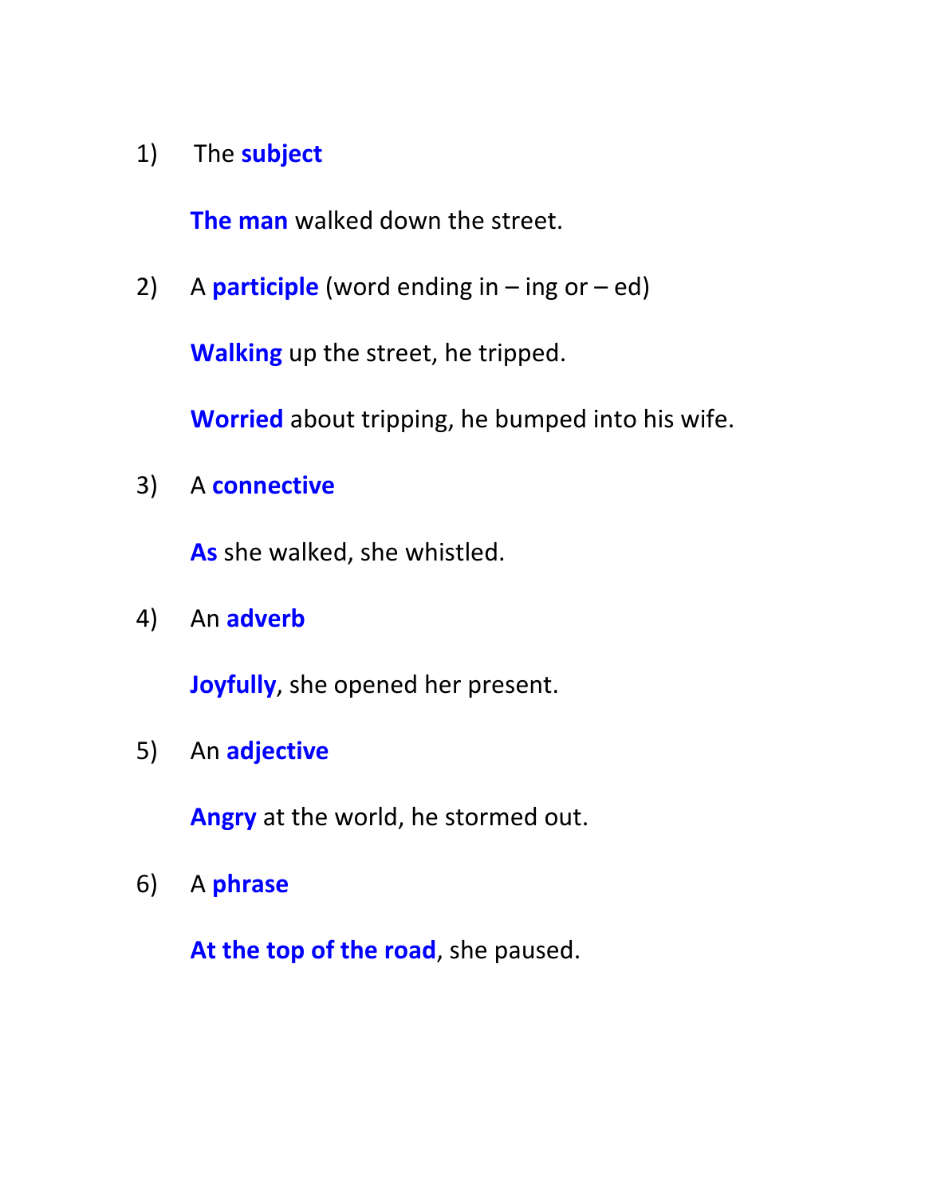1) The **subject**

   **The man** walked down the street.

2) A **participle** (word ending in – ing or – ed)

   **Walking** up the street, he tripped.

   **Worried** about tripping, he bumped into his wife.

3) A **connective**

   **As** she walked, she whistled.

4) An **adverb**

   **Joyfully**, she opened her present.

5) An **adjective**

   **Angry** at the world, he stormed out.

6) A **phrase**

   **At the top of the road**, she paused.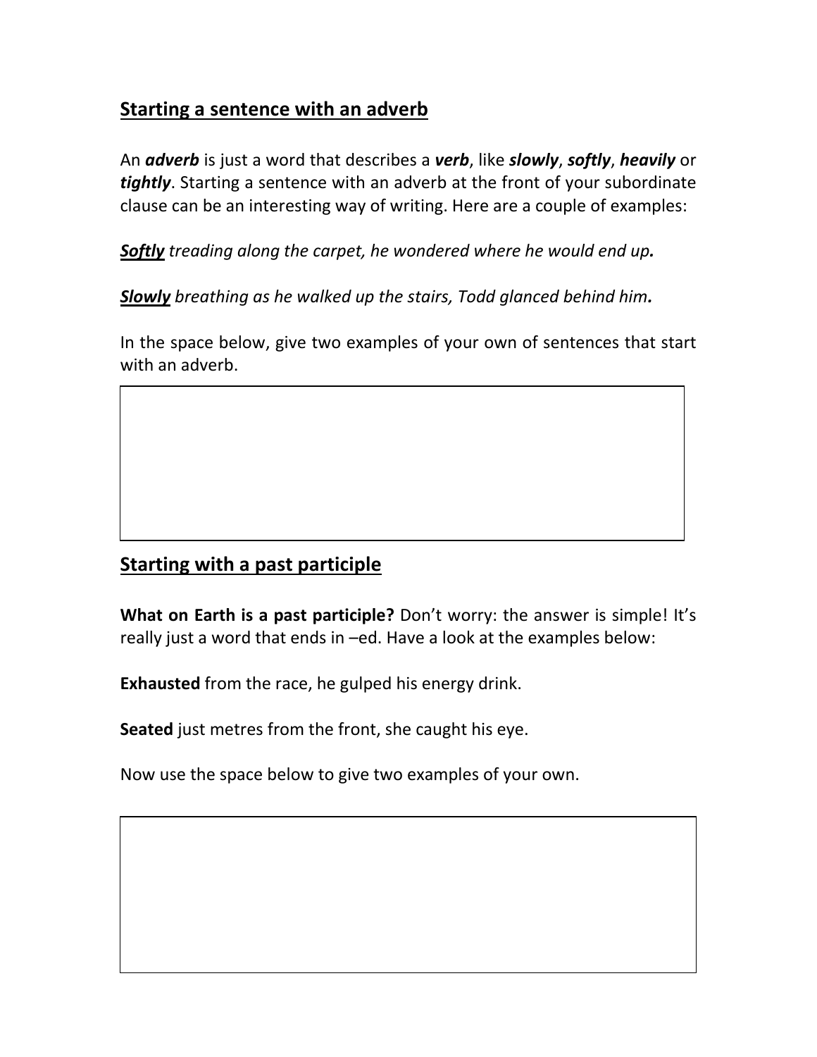## Starting a sentence with an adverb

An ***adverb*** is just a word that describes a ***verb***, like ***slowly***, ***softly***, ***heavily*** or ***tightly***. Starting a sentence with an adverb at the front of your subordinate clause can be an interesting way of writing. Here are a couple of examples:

***Softly*** *treading along the carpet, he wondered where he would end up**.***

***Slowly*** *breathing as he walked up the stairs, Todd glanced behind him**.***

In the space below, give two examples of your own of sentences that start with an adverb.

## Starting with a past participle

**What on Earth is a past participle?** Don't worry: the answer is simple! It's really just a word that ends in –ed. Have a look at the examples below:

**Exhausted** from the race, he gulped his energy drink.

**Seated** just metres from the front, she caught his eye.

Now use the space below to give two examples of your own.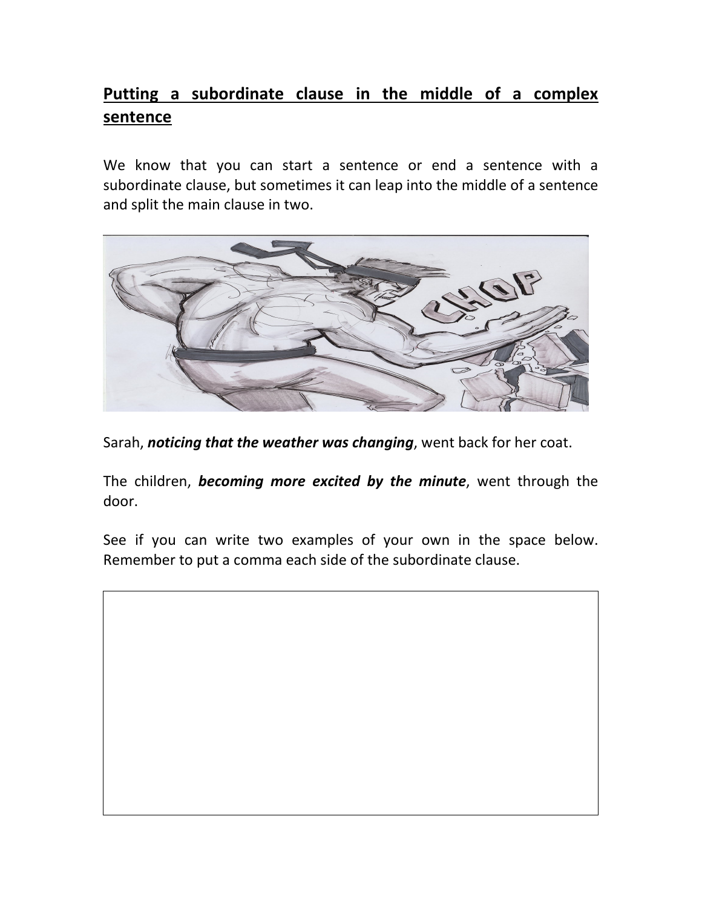## Putting a subordinate clause in the middle of a complex sentence

We know that you can start a sentence or end a sentence with a subordinate clause, but sometimes it can leap into the middle of a sentence and split the main clause in two.

Sarah, ***noticing that the weather was changing***, went back for her coat.

The children, ***becoming more excited by the minute***, went through the door.

See if you can write two examples of your own in the space below. Remember to put a comma each side of the subordinate clause.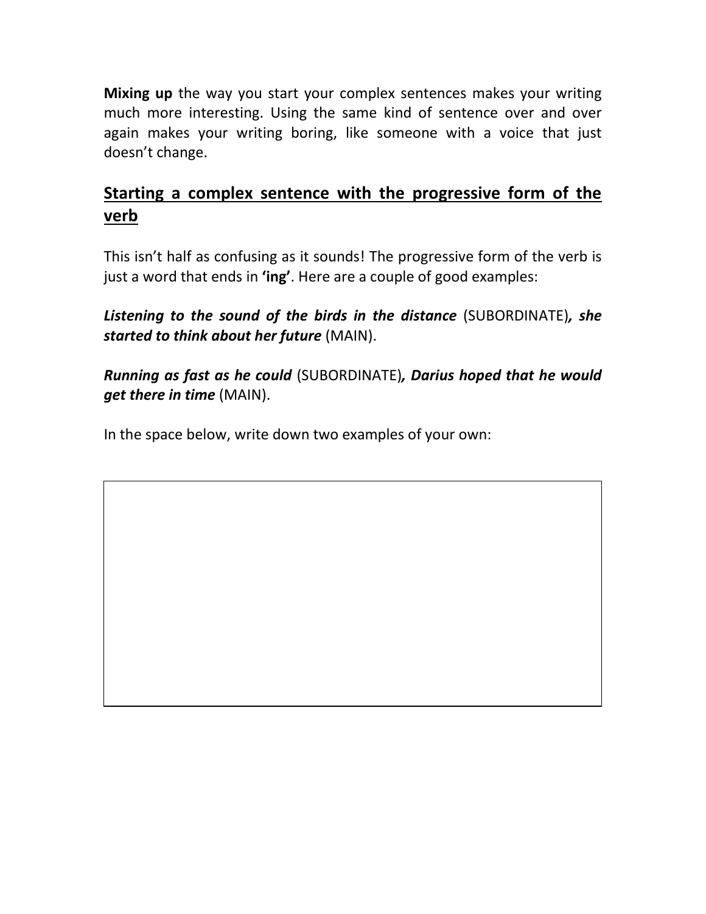**Mixing up** the way you start your complex sentences makes your writing much more interesting. Using the same kind of sentence over and over again makes your writing boring, like someone with a voice that just doesn't change.

## Starting a complex sentence with the progressive form of the verb

This isn't half as confusing as it sounds! The progressive form of the verb is just a word that ends in **'ing'**. Here are a couple of good examples:

***Listening to the sound of the birds in the distance*** (SUBORDINATE)***, she started to think about her future*** (MAIN).

***Running as fast as he could*** (SUBORDINATE)***, Darius hoped that he would get there in time*** (MAIN).

In the space below, write down two examples of your own: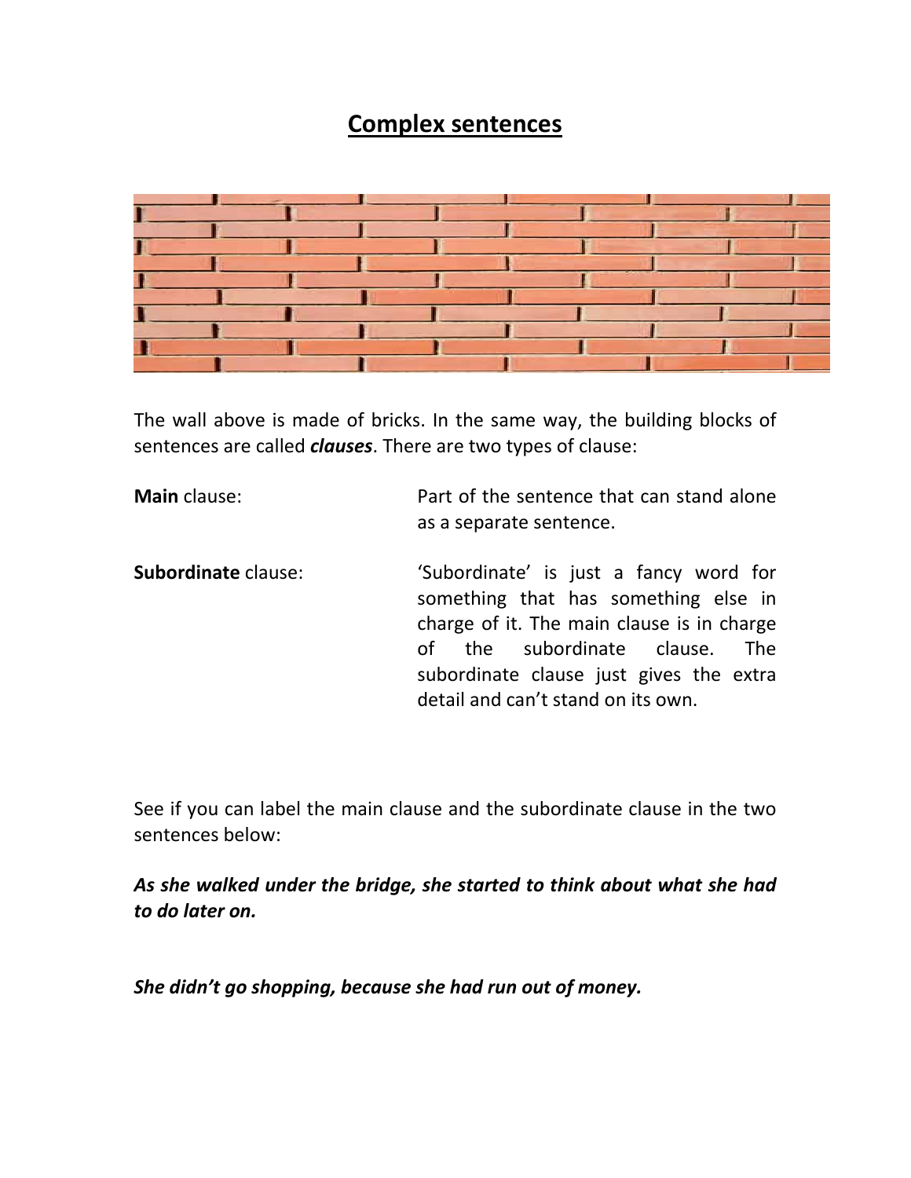# Complex sentences

The wall above is made of bricks. In the same way, the building blocks of sentences are called ***clauses***. There are two types of clause:

| | |
|---|---|
| **Main** clause: | Part of the sentence that can stand alone as a separate sentence. |
| **Subordinate** clause: | 'Subordinate' is just a fancy word for something that has something else in charge of it. The main clause is in charge of the subordinate clause. The subordinate clause just gives the extra detail and can't stand on its own. |

See if you can label the main clause and the subordinate clause in the two sentences below:

***As she walked under the bridge, she started to think about what she had to do later on.***

***She didn't go shopping, because she had run out of money.***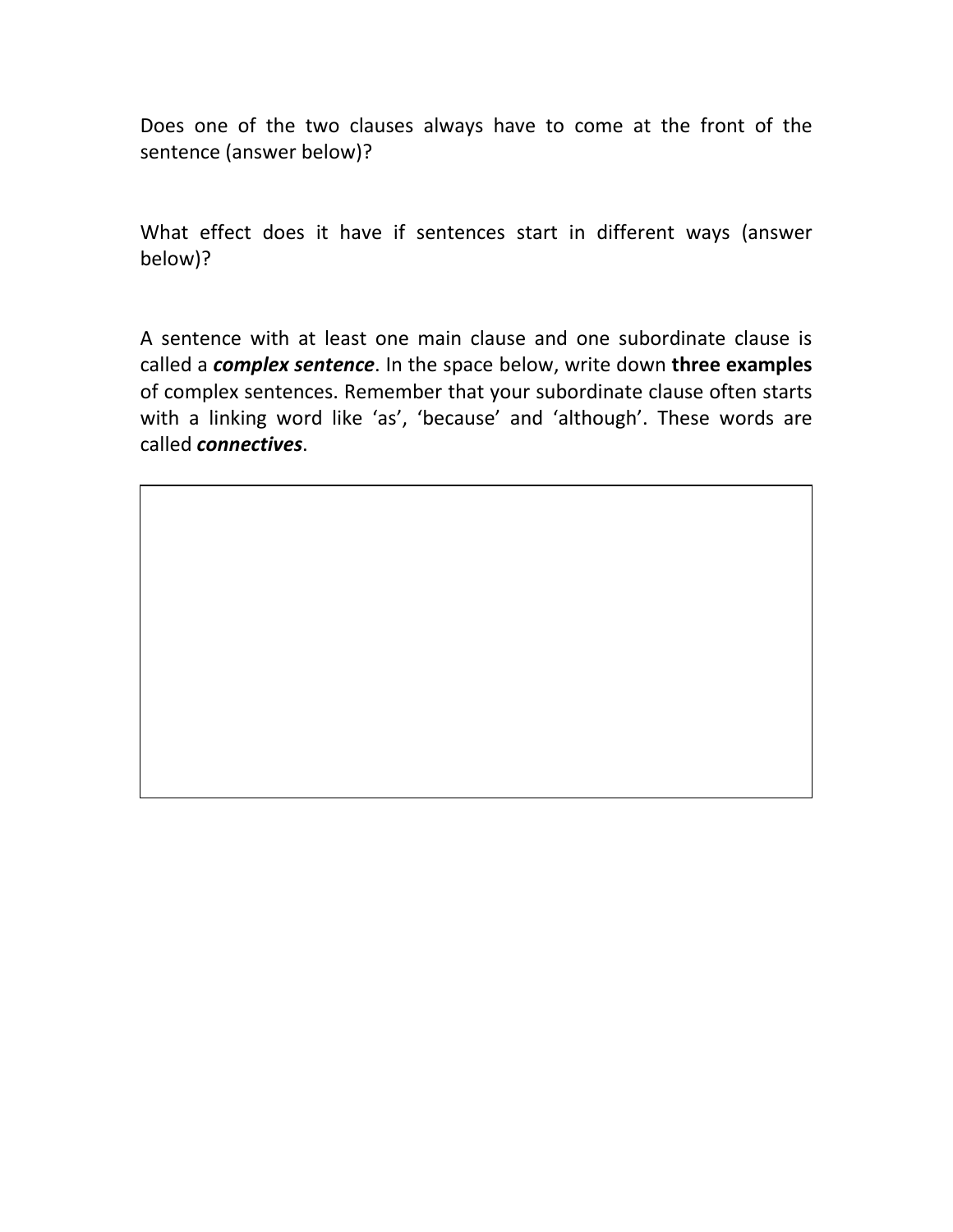Does one of the two clauses always have to come at the front of the sentence (answer below)?

What effect does it have if sentences start in different ways (answer below)?

A sentence with at least one main clause and one subordinate clause is called a ***complex sentence***. In the space below, write down **three examples** of complex sentences. Remember that your subordinate clause often starts with a linking word like 'as', 'because' and 'although'. These words are called ***connectives***.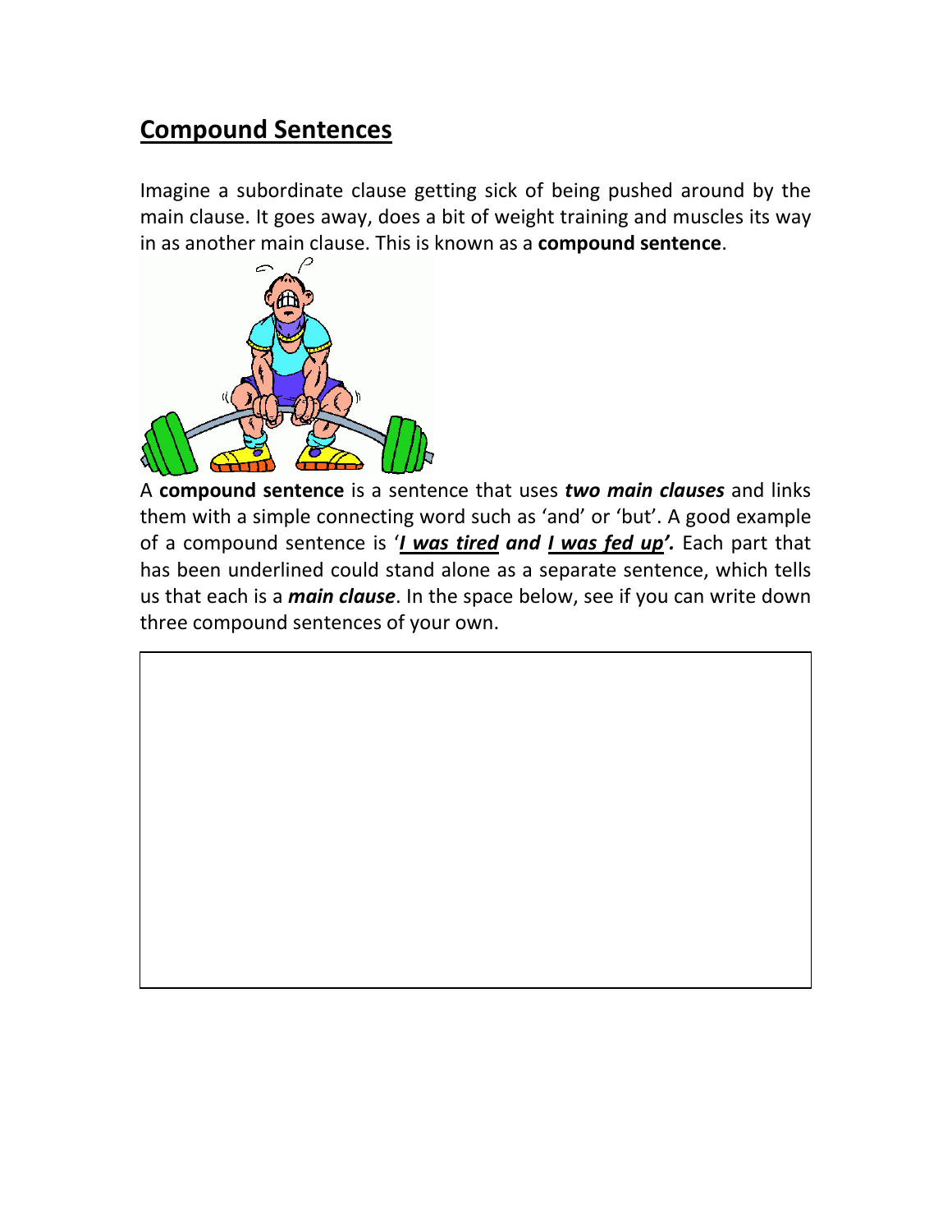## Compound Sentences

Imagine a subordinate clause getting sick of being pushed around by the main clause. It goes away, does a bit of weight training and muscles its way in as another main clause. This is known as a **compound sentence**.

A **compound sentence** is a sentence that uses ***two main clauses*** and links them with a simple connecting word such as 'and' or 'but'. A good example of a compound sentence is '***<u>I was tired</u> and <u>I was fed up</u>'.*** Each part that has been underlined could stand alone as a separate sentence, which tells us that each is a ***main clause***. In the space below, see if you can write down three compound sentences of your own.